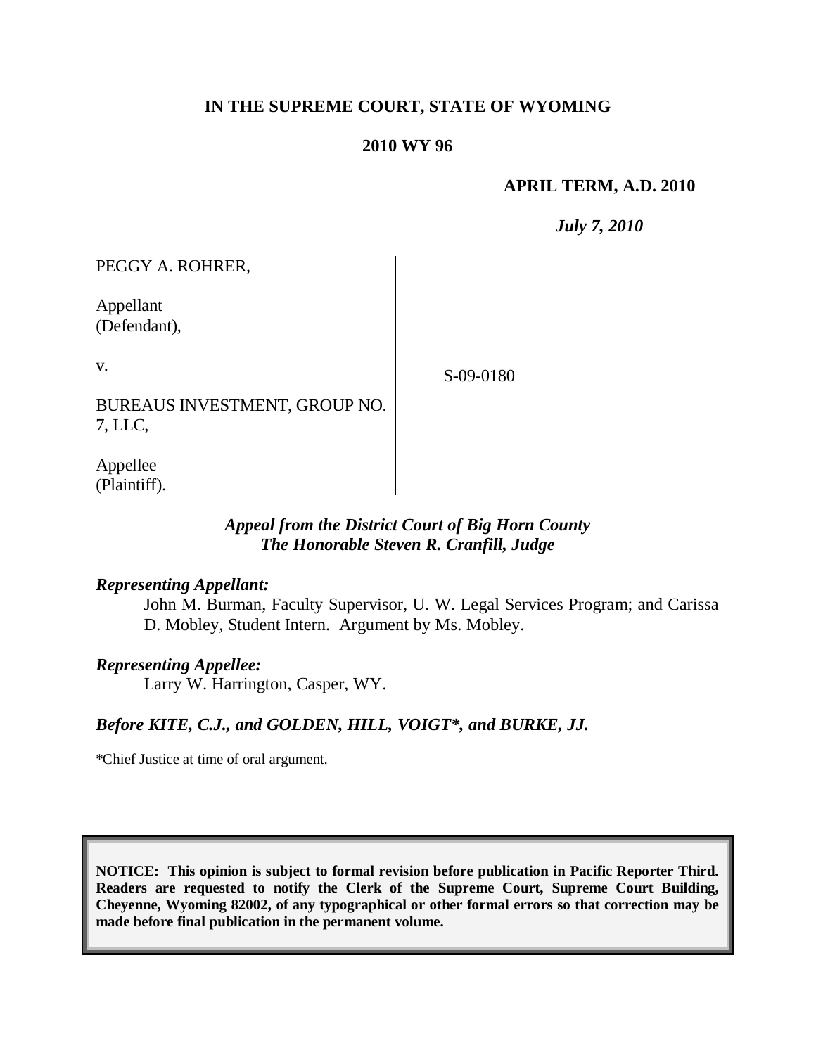**IN THE SUPREME COURT, STATE OF WYOMING**

**2010 WY 96**

**APRIL TERM, A.D. 2010**

*July 7, 2010*

PEGGY A. ROHRER,

Appellant
(Defendant),

v.

BUREAUS INVESTMENT, GROUP NO. 7, LLC,

Appellee
(Plaintiff).

S-09-0180

***Appeal from the District Court of Big Horn County***
***The Honorable Steven R. Cranfill, Judge***

***Representing Appellant:***

John M. Burman, Faculty Supervisor, U. W. Legal Services Program; and Carissa D. Mobley, Student Intern. Argument by Ms. Mobley.

***Representing Appellee:***

Larry W. Harrington, Casper, WY.

***Before KITE, C.J., and GOLDEN, HILL, VOIGT\*, and BURKE, JJ.***

\*Chief Justice at time of oral argument.

**NOTICE: This opinion is subject to formal revision before publication in Pacific Reporter Third. Readers are requested to notify the Clerk of the Supreme Court, Supreme Court Building, Cheyenne, Wyoming 82002, of any typographical or other formal errors so that correction may be made before final publication in the permanent volume.**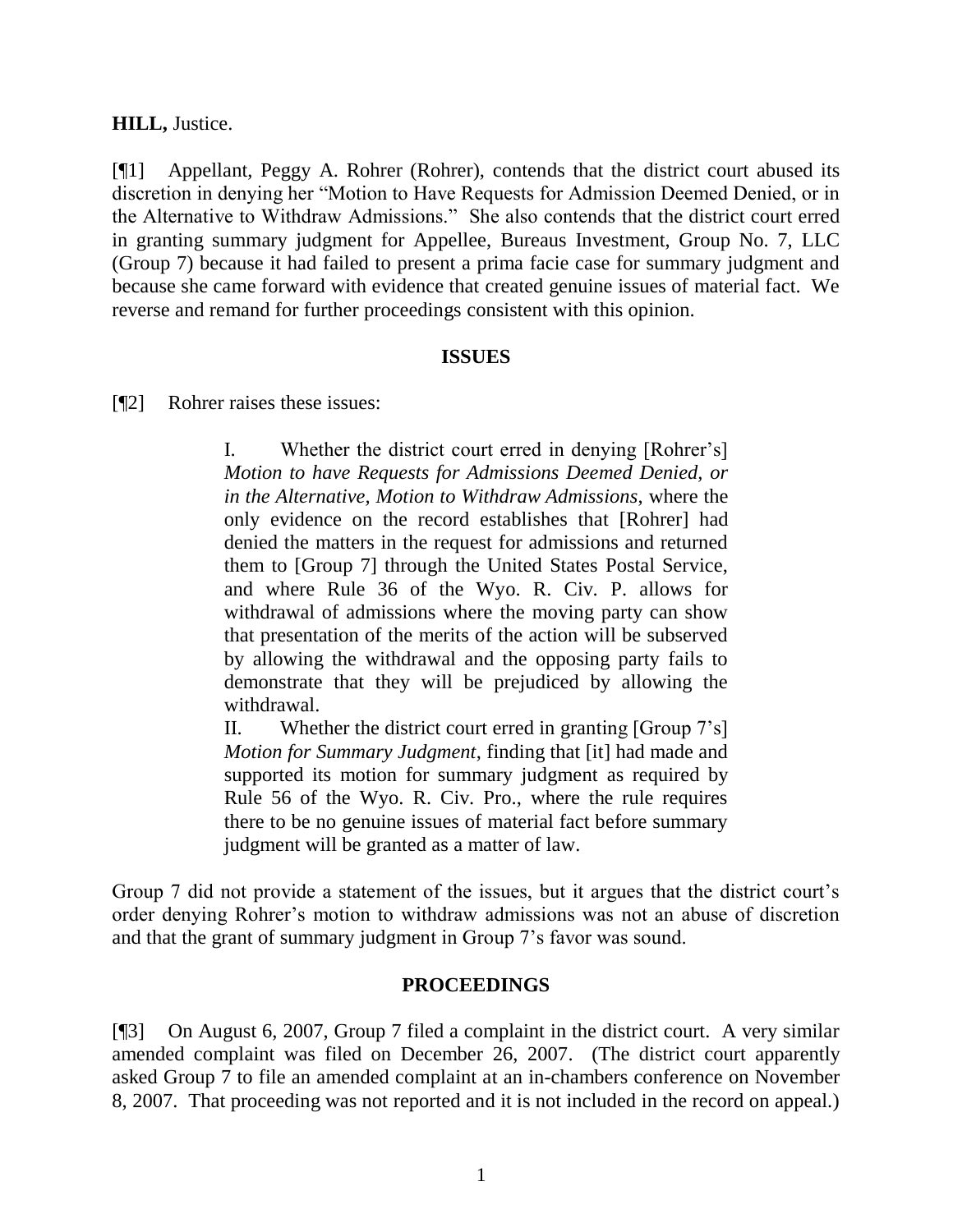**HILL,** Justice.

[¶1] Appellant, Peggy A. Rohrer (Rohrer), contends that the district court abused its discretion in denying her "Motion to Have Requests for Admission Deemed Denied, or in the Alternative to Withdraw Admissions." She also contends that the district court erred in granting summary judgment for Appellee, Bureaus Investment, Group No. 7, LLC (Group 7) because it had failed to present a prima facie case for summary judgment and because she came forward with evidence that created genuine issues of material fact. We reverse and remand for further proceedings consistent with this opinion.

## ISSUES

[¶2] Rohrer raises these issues:

> I. Whether the district court erred in denying [Rohrer's] *Motion to have Requests for Admissions Deemed Denied, or in the Alternative, Motion to Withdraw Admissions*, where the only evidence on the record establishes that [Rohrer] had denied the matters in the request for admissions and returned them to [Group 7] through the United States Postal Service, and where Rule 36 of the Wyo. R. Civ. P. allows for withdrawal of admissions where the moving party can show that presentation of the merits of the action will be subserved by allowing the withdrawal and the opposing party fails to demonstrate that they will be prejudiced by allowing the withdrawal.
>
> II. Whether the district court erred in granting [Group 7's] *Motion for Summary Judgment*, finding that [it] had made and supported its motion for summary judgment as required by Rule 56 of the Wyo. R. Civ. Pro., where the rule requires there to be no genuine issues of material fact before summary judgment will be granted as a matter of law.

Group 7 did not provide a statement of the issues, but it argues that the district court's order denying Rohrer's motion to withdraw admissions was not an abuse of discretion and that the grant of summary judgment in Group 7's favor was sound.

## PROCEEDINGS

[¶3] On August 6, 2007, Group 7 filed a complaint in the district court. A very similar amended complaint was filed on December 26, 2007. (The district court apparently asked Group 7 to file an amended complaint at an in-chambers conference on November 8, 2007. That proceeding was not reported and it is not included in the record on appeal.)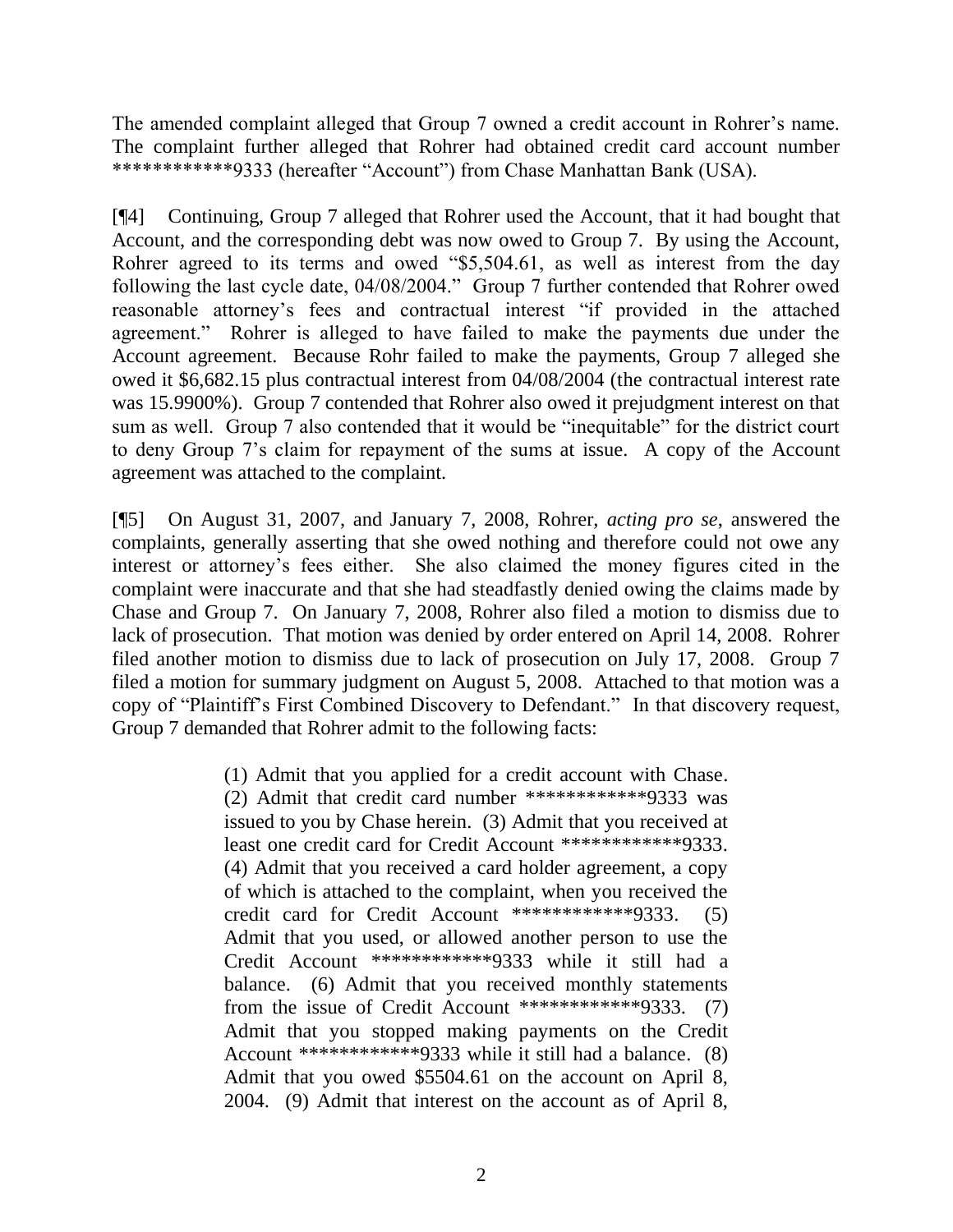The amended complaint alleged that Group 7 owned a credit account in Rohrer's name. The complaint further alleged that Rohrer had obtained credit card account number ************9333 (hereafter "Account") from Chase Manhattan Bank (USA).

[¶4] Continuing, Group 7 alleged that Rohrer used the Account, that it had bought that Account, and the corresponding debt was now owed to Group 7. By using the Account, Rohrer agreed to its terms and owed "$5,504.61, as well as interest from the day following the last cycle date, 04/08/2004." Group 7 further contended that Rohrer owed reasonable attorney's fees and contractual interest "if provided in the attached agreement." Rohrer is alleged to have failed to make the payments due under the Account agreement. Because Rohr failed to make the payments, Group 7 alleged she owed it $6,682.15 plus contractual interest from 04/08/2004 (the contractual interest rate was 15.9900%). Group 7 contended that Rohrer also owed it prejudgment interest on that sum as well. Group 7 also contended that it would be "inequitable" for the district court to deny Group 7's claim for repayment of the sums at issue. A copy of the Account agreement was attached to the complaint.

[¶5] On August 31, 2007, and January 7, 2008, Rohrer, *acting pro se*, answered the complaints, generally asserting that she owed nothing and therefore could not owe any interest or attorney's fees either. She also claimed the money figures cited in the complaint were inaccurate and that she had steadfastly denied owing the claims made by Chase and Group 7. On January 7, 2008, Rohrer also filed a motion to dismiss due to lack of prosecution. That motion was denied by order entered on April 14, 2008. Rohrer filed another motion to dismiss due to lack of prosecution on July 17, 2008. Group 7 filed a motion for summary judgment on August 5, 2008. Attached to that motion was a copy of "Plaintiff's First Combined Discovery to Defendant." In that discovery request, Group 7 demanded that Rohrer admit to the following facts:

> (1) Admit that you applied for a credit account with Chase. (2) Admit that credit card number ************9333 was issued to you by Chase herein. (3) Admit that you received at least one credit card for Credit Account ************9333. (4) Admit that you received a card holder agreement, a copy of which is attached to the complaint, when you received the credit card for Credit Account ************9333. (5) Admit that you used, or allowed another person to use the Credit Account ************9333 while it still had a balance. (6) Admit that you received monthly statements from the issue of Credit Account ************9333. (7) Admit that you stopped making payments on the Credit Account ************9333 while it still had a balance. (8) Admit that you owed $5504.61 on the account on April 8, 2004. (9) Admit that interest on the account as of April 8,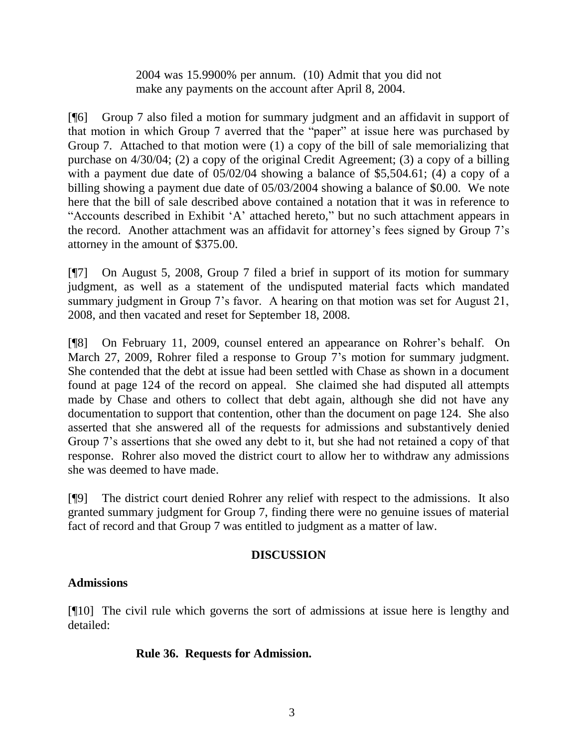2004 was 15.9900% per annum. (10) Admit that you did not make any payments on the account after April 8, 2004.

[¶6] Group 7 also filed a motion for summary judgment and an affidavit in support of that motion in which Group 7 averred that the "paper" at issue here was purchased by Group 7. Attached to that motion were (1) a copy of the bill of sale memorializing that purchase on 4/30/04; (2) a copy of the original Credit Agreement; (3) a copy of a billing with a payment due date of 05/02/04 showing a balance of $5,504.61; (4) a copy of a billing showing a payment due date of 05/03/2004 showing a balance of $0.00. We note here that the bill of sale described above contained a notation that it was in reference to "Accounts described in Exhibit 'A' attached hereto," but no such attachment appears in the record. Another attachment was an affidavit for attorney's fees signed by Group 7's attorney in the amount of $375.00.

[¶7] On August 5, 2008, Group 7 filed a brief in support of its motion for summary judgment, as well as a statement of the undisputed material facts which mandated summary judgment in Group 7's favor. A hearing on that motion was set for August 21, 2008, and then vacated and reset for September 18, 2008.

[¶8] On February 11, 2009, counsel entered an appearance on Rohrer's behalf. On March 27, 2009, Rohrer filed a response to Group 7's motion for summary judgment. She contended that the debt at issue had been settled with Chase as shown in a document found at page 124 of the record on appeal. She claimed she had disputed all attempts made by Chase and others to collect that debt again, although she did not have any documentation to support that contention, other than the document on page 124. She also asserted that she answered all of the requests for admissions and substantively denied Group 7's assertions that she owed any debt to it, but she had not retained a copy of that response. Rohrer also moved the district court to allow her to withdraw any admissions she was deemed to have made.

[¶9] The district court denied Rohrer any relief with respect to the admissions. It also granted summary judgment for Group 7, finding there were no genuine issues of material fact of record and that Group 7 was entitled to judgment as a matter of law.

## DISCUSSION

### Admissions

[¶10] The civil rule which governs the sort of admissions at issue here is lengthy and detailed:

**Rule 36. Requests for Admission.**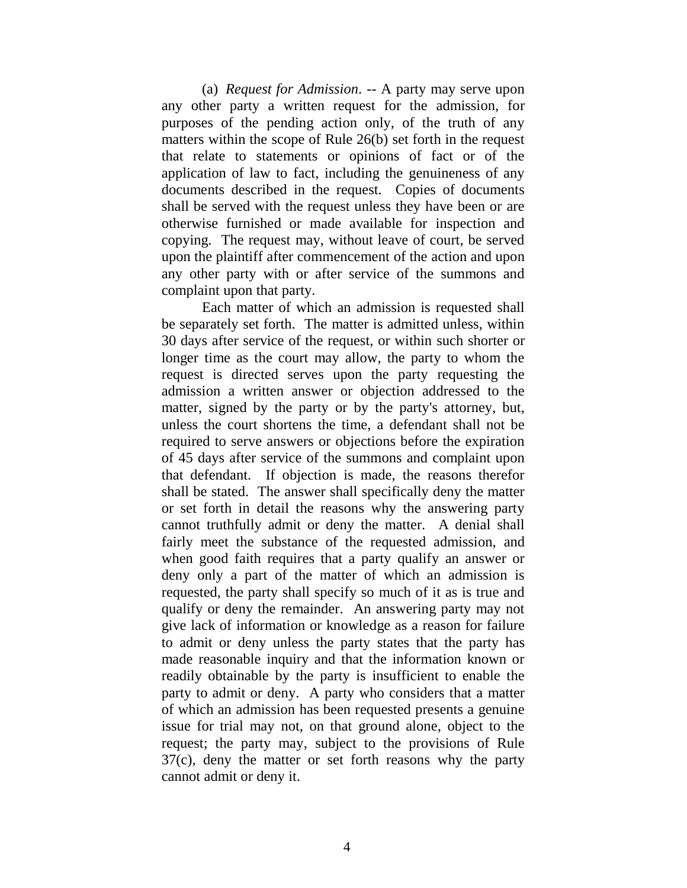(a) *Request for Admission*. -- A party may serve upon any other party a written request for the admission, for purposes of the pending action only, of the truth of any matters within the scope of Rule 26(b) set forth in the request that relate to statements or opinions of fact or of the application of law to fact, including the genuineness of any documents described in the request. Copies of documents shall be served with the request unless they have been or are otherwise furnished or made available for inspection and copying. The request may, without leave of court, be served upon the plaintiff after commencement of the action and upon any other party with or after service of the summons and complaint upon that party.

Each matter of which an admission is requested shall be separately set forth. The matter is admitted unless, within 30 days after service of the request, or within such shorter or longer time as the court may allow, the party to whom the request is directed serves upon the party requesting the admission a written answer or objection addressed to the matter, signed by the party or by the party's attorney, but, unless the court shortens the time, a defendant shall not be required to serve answers or objections before the expiration of 45 days after service of the summons and complaint upon that defendant. If objection is made, the reasons therefor shall be stated. The answer shall specifically deny the matter or set forth in detail the reasons why the answering party cannot truthfully admit or deny the matter. A denial shall fairly meet the substance of the requested admission, and when good faith requires that a party qualify an answer or deny only a part of the matter of which an admission is requested, the party shall specify so much of it as is true and qualify or deny the remainder. An answering party may not give lack of information or knowledge as a reason for failure to admit or deny unless the party states that the party has made reasonable inquiry and that the information known or readily obtainable by the party is insufficient to enable the party to admit or deny. A party who considers that a matter of which an admission has been requested presents a genuine issue for trial may not, on that ground alone, object to the request; the party may, subject to the provisions of Rule 37(c), deny the matter or set forth reasons why the party cannot admit or deny it.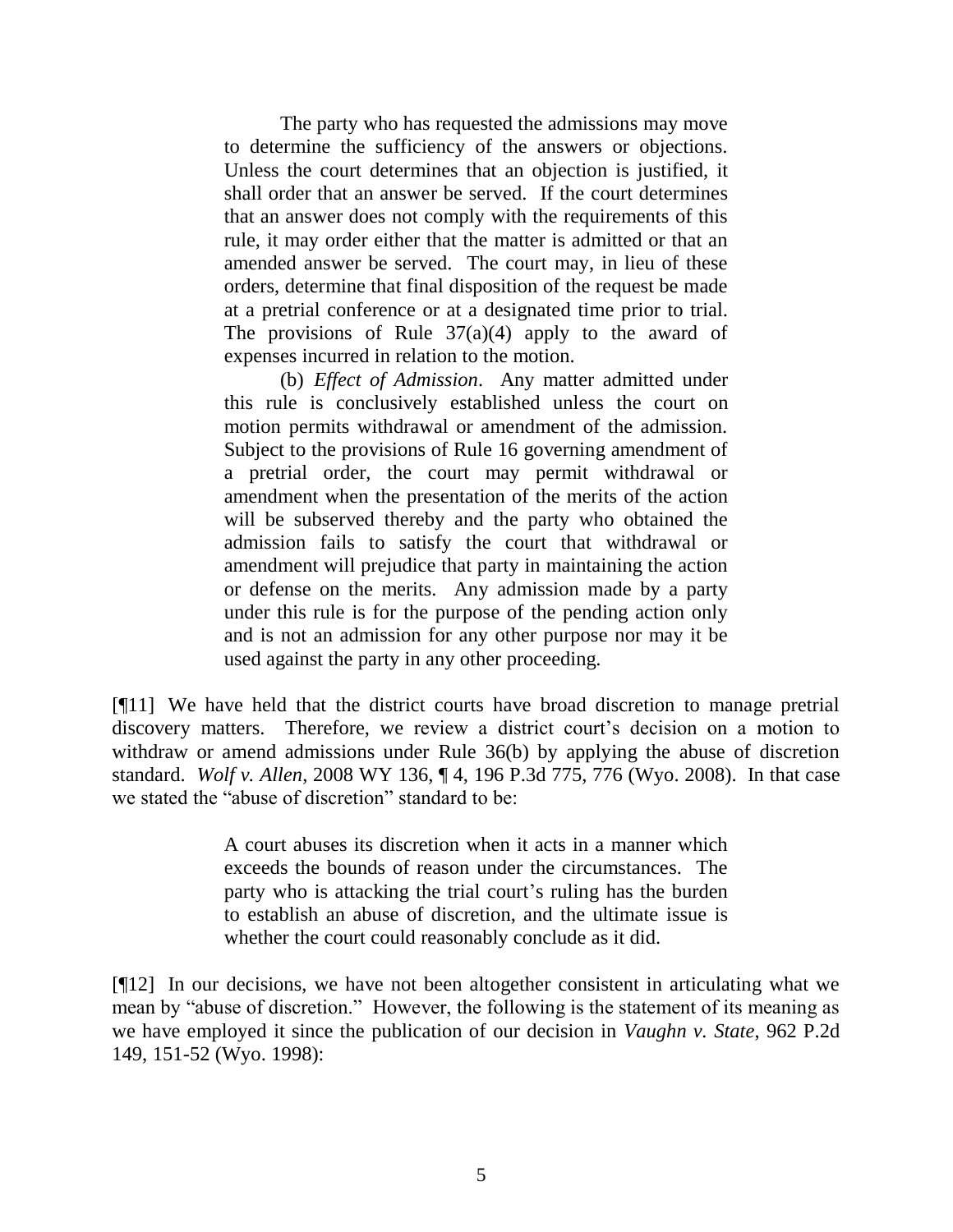> The party who has requested the admissions may move to determine the sufficiency of the answers or objections. Unless the court determines that an objection is justified, it shall order that an answer be served. If the court determines that an answer does not comply with the requirements of this rule, it may order either that the matter is admitted or that an amended answer be served. The court may, in lieu of these orders, determine that final disposition of the request be made at a pretrial conference or at a designated time prior to trial. The provisions of Rule 37(a)(4) apply to the award of expenses incurred in relation to the motion.
>
> (b) *Effect of Admission*. Any matter admitted under this rule is conclusively established unless the court on motion permits withdrawal or amendment of the admission. Subject to the provisions of Rule 16 governing amendment of a pretrial order, the court may permit withdrawal or amendment when the presentation of the merits of the action will be subserved thereby and the party who obtained the admission fails to satisfy the court that withdrawal or amendment will prejudice that party in maintaining the action or defense on the merits. Any admission made by a party under this rule is for the purpose of the pending action only and is not an admission for any other purpose nor may it be used against the party in any other proceeding.

[¶11] We have held that the district courts have broad discretion to manage pretrial discovery matters. Therefore, we review a district court's decision on a motion to withdraw or amend admissions under Rule 36(b) by applying the abuse of discretion standard. *Wolf v. Allen*, 2008 WY 136, ¶ 4, 196 P.3d 775, 776 (Wyo. 2008). In that case we stated the "abuse of discretion" standard to be:

> A court abuses its discretion when it acts in a manner which exceeds the bounds of reason under the circumstances. The party who is attacking the trial court's ruling has the burden to establish an abuse of discretion, and the ultimate issue is whether the court could reasonably conclude as it did.

[¶12] In our decisions, we have not been altogether consistent in articulating what we mean by "abuse of discretion." However, the following is the statement of its meaning as we have employed it since the publication of our decision in *Vaughn v. State*, 962 P.2d 149, 151-52 (Wyo. 1998):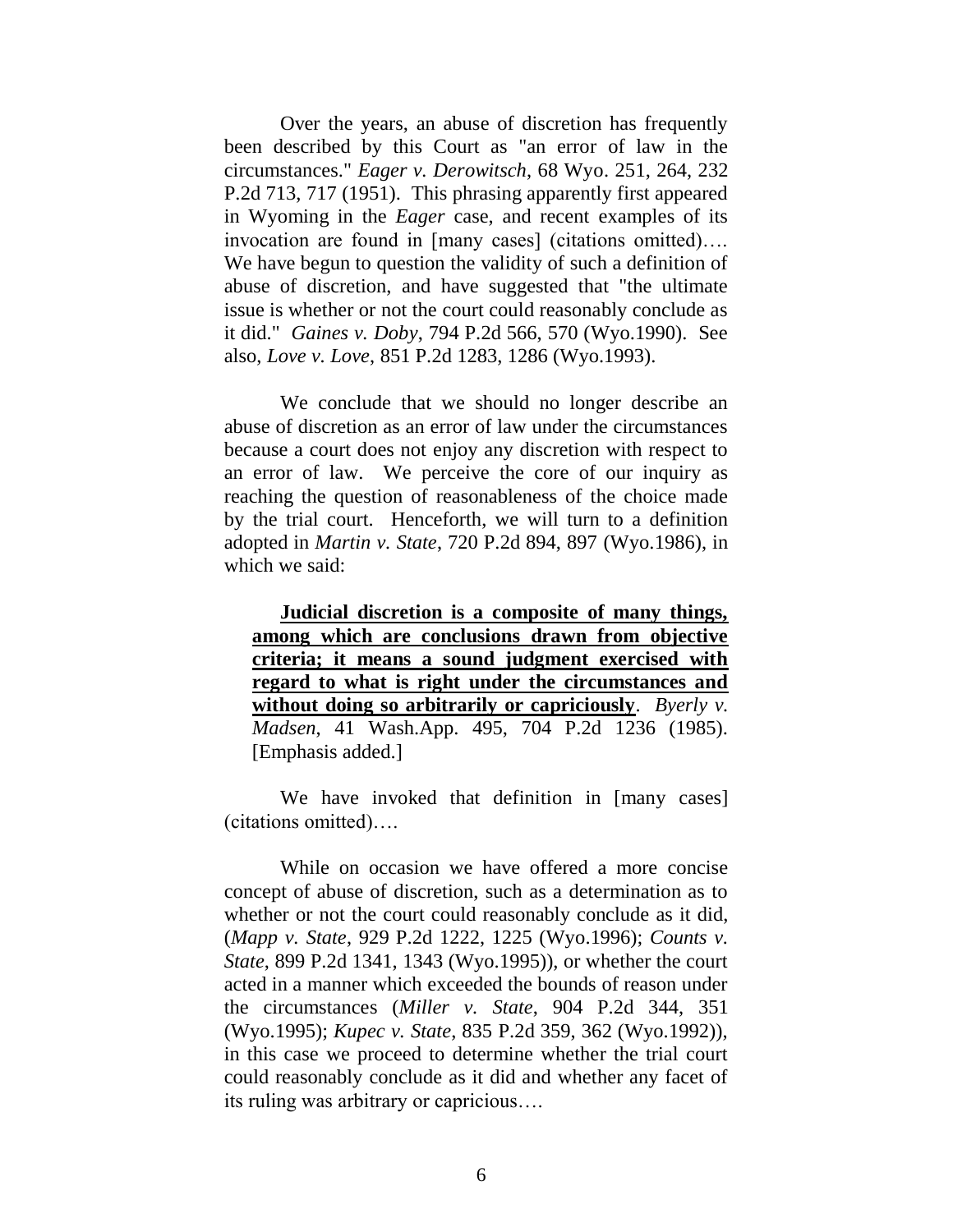Over the years, an abuse of discretion has frequently been described by this Court as "an error of law in the circumstances." *Eager v. Derowitsch*, 68 Wyo. 251, 264, 232 P.2d 713, 717 (1951). This phrasing apparently first appeared in Wyoming in the *Eager* case, and recent examples of its invocation are found in [many cases] (citations omitted)…. We have begun to question the validity of such a definition of abuse of discretion, and have suggested that "the ultimate issue is whether or not the court could reasonably conclude as it did." *Gaines v. Doby*, 794 P.2d 566, 570 (Wyo.1990). See also, *Love v. Love*, 851 P.2d 1283, 1286 (Wyo.1993).

We conclude that we should no longer describe an abuse of discretion as an error of law under the circumstances because a court does not enjoy any discretion with respect to an error of law. We perceive the core of our inquiry as reaching the question of reasonableness of the choice made by the trial court. Henceforth, we will turn to a definition adopted in *Martin v. State*, 720 P.2d 894, 897 (Wyo.1986), in which we said:

> **Judicial discretion is a composite of many things, among which are conclusions drawn from objective criteria; it means a sound judgment exercised with regard to what is right under the circumstances and without doing so arbitrarily or capriciously**. *Byerly v. Madsen*, 41 Wash.App. 495, 704 P.2d 1236 (1985). [Emphasis added.]

We have invoked that definition in [many cases] (citations omitted)….

While on occasion we have offered a more concise concept of abuse of discretion, such as a determination as to whether or not the court could reasonably conclude as it did, (*Mapp v. State*, 929 P.2d 1222, 1225 (Wyo.1996); *Counts v. State*, 899 P.2d 1341, 1343 (Wyo.1995)), or whether the court acted in a manner which exceeded the bounds of reason under the circumstances (*Miller v. State*, 904 P.2d 344, 351 (Wyo.1995); *Kupec v. State*, 835 P.2d 359, 362 (Wyo.1992)), in this case we proceed to determine whether the trial court could reasonably conclude as it did and whether any facet of its ruling was arbitrary or capricious….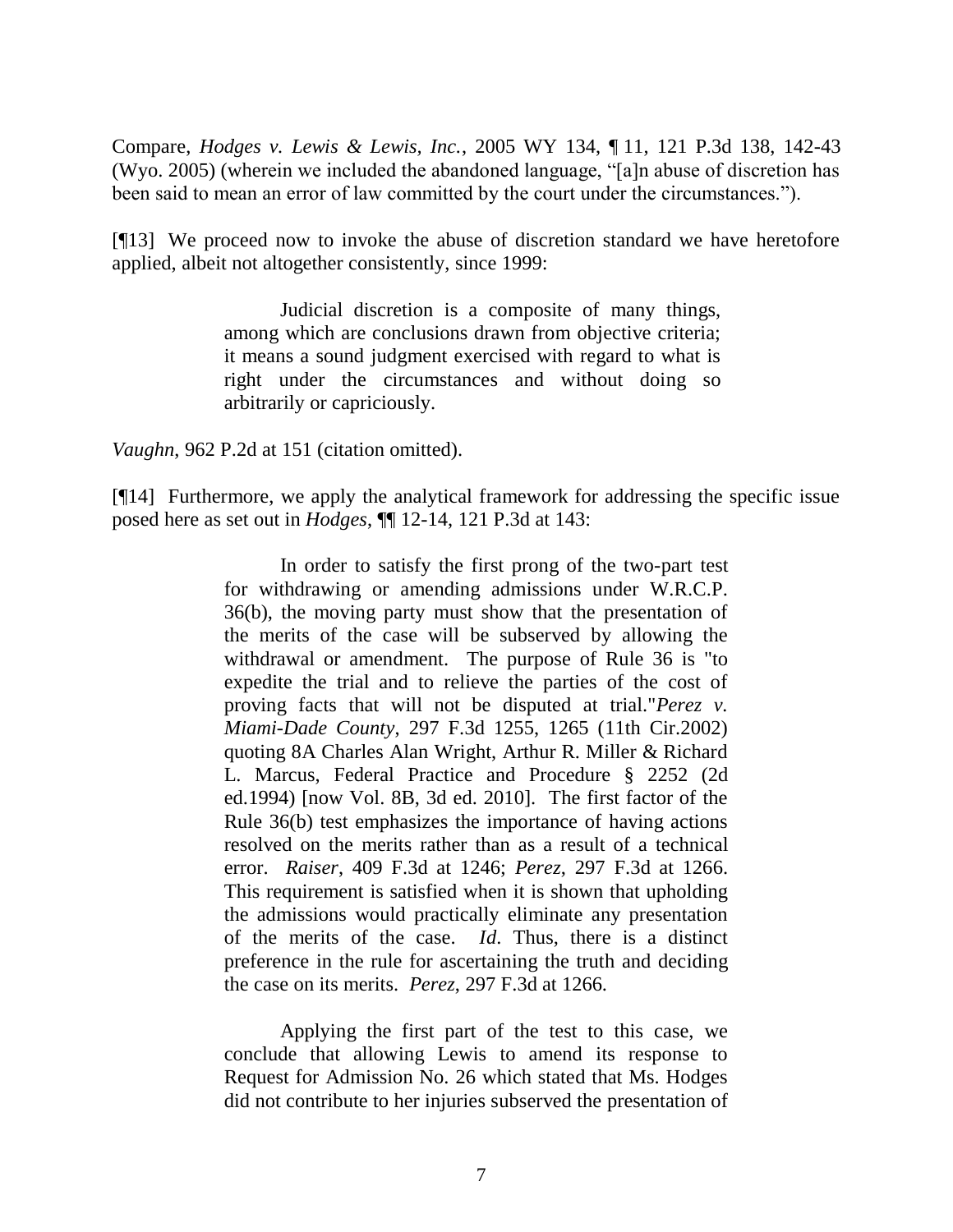Compare, *Hodges v. Lewis & Lewis, Inc.*, 2005 WY 134, ¶ 11, 121 P.3d 138, 142-43 (Wyo. 2005) (wherein we included the abandoned language, "[a]n abuse of discretion has been said to mean an error of law committed by the court under the circumstances.").

[¶13] We proceed now to invoke the abuse of discretion standard we have heretofore applied, albeit not altogether consistently, since 1999:

> Judicial discretion is a composite of many things, among which are conclusions drawn from objective criteria; it means a sound judgment exercised with regard to what is right under the circumstances and without doing so arbitrarily or capriciously.

*Vaughn*, 962 P.2d at 151 (citation omitted).

[¶14] Furthermore, we apply the analytical framework for addressing the specific issue posed here as set out in *Hodges*, ¶¶ 12-14, 121 P.3d at 143:

> In order to satisfy the first prong of the two-part test for withdrawing or amending admissions under W.R.C.P. 36(b), the moving party must show that the presentation of the merits of the case will be subserved by allowing the withdrawal or amendment. The purpose of Rule 36 is "to expedite the trial and to relieve the parties of the cost of proving facts that will not be disputed at trial."*Perez v. Miami-Dade County*, 297 F.3d 1255, 1265 (11th Cir.2002) quoting 8A Charles Alan Wright, Arthur R. Miller & Richard L. Marcus, Federal Practice and Procedure § 2252 (2d ed.1994) [now Vol. 8B, 3d ed. 2010]. The first factor of the Rule 36(b) test emphasizes the importance of having actions resolved on the merits rather than as a result of a technical error. *Raiser*, 409 F.3d at 1246; *Perez*, 297 F.3d at 1266. This requirement is satisfied when it is shown that upholding the admissions would practically eliminate any presentation of the merits of the case. *Id*. Thus, there is a distinct preference in the rule for ascertaining the truth and deciding the case on its merits. *Perez*, 297 F.3d at 1266.
>
> Applying the first part of the test to this case, we conclude that allowing Lewis to amend its response to Request for Admission No. 26 which stated that Ms. Hodges did not contribute to her injuries subserved the presentation of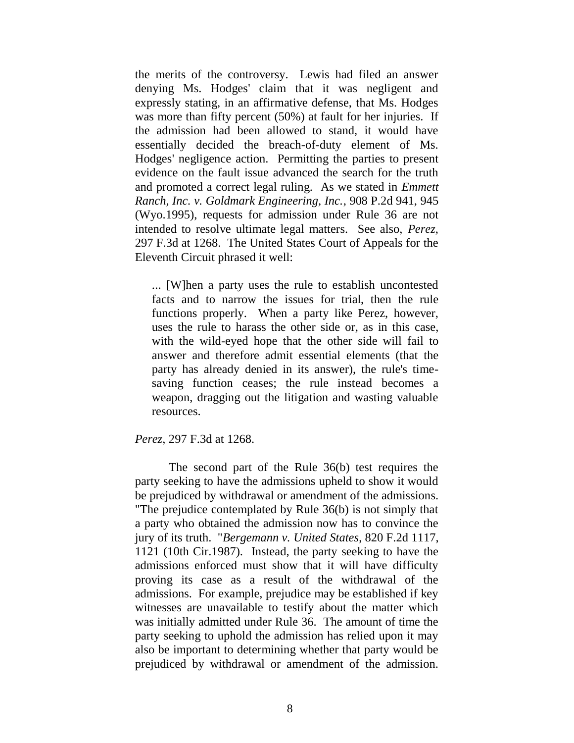the merits of the controversy. Lewis had filed an answer denying Ms. Hodges' claim that it was negligent and expressly stating, in an affirmative defense, that Ms. Hodges was more than fifty percent (50%) at fault for her injuries. If the admission had been allowed to stand, it would have essentially decided the breach-of-duty element of Ms. Hodges' negligence action. Permitting the parties to present evidence on the fault issue advanced the search for the truth and promoted a correct legal ruling. As we stated in *Emmett Ranch, Inc. v. Goldmark Engineering, Inc.*, 908 P.2d 941, 945 (Wyo.1995), requests for admission under Rule 36 are not intended to resolve ultimate legal matters. See also, *Perez*, 297 F.3d at 1268. The United States Court of Appeals for the Eleventh Circuit phrased it well:

> ... [W]hen a party uses the rule to establish uncontested facts and to narrow the issues for trial, then the rule functions properly. When a party like Perez, however, uses the rule to harass the other side or, as in this case, with the wild-eyed hope that the other side will fail to answer and therefore admit essential elements (that the party has already denied in its answer), the rule's time-saving function ceases; the rule instead becomes a weapon, dragging out the litigation and wasting valuable resources.

*Perez*, 297 F.3d at 1268.

The second part of the Rule 36(b) test requires the party seeking to have the admissions upheld to show it would be prejudiced by withdrawal or amendment of the admissions. "The prejudice contemplated by Rule 36(b) is not simply that a party who obtained the admission now has to convince the jury of its truth. "*Bergemann v. United States*, 820 F.2d 1117, 1121 (10th Cir.1987). Instead, the party seeking to have the admissions enforced must show that it will have difficulty proving its case as a result of the withdrawal of the admissions. For example, prejudice may be established if key witnesses are unavailable to testify about the matter which was initially admitted under Rule 36. The amount of time the party seeking to uphold the admission has relied upon it may also be important to determining whether that party would be prejudiced by withdrawal or amendment of the admission.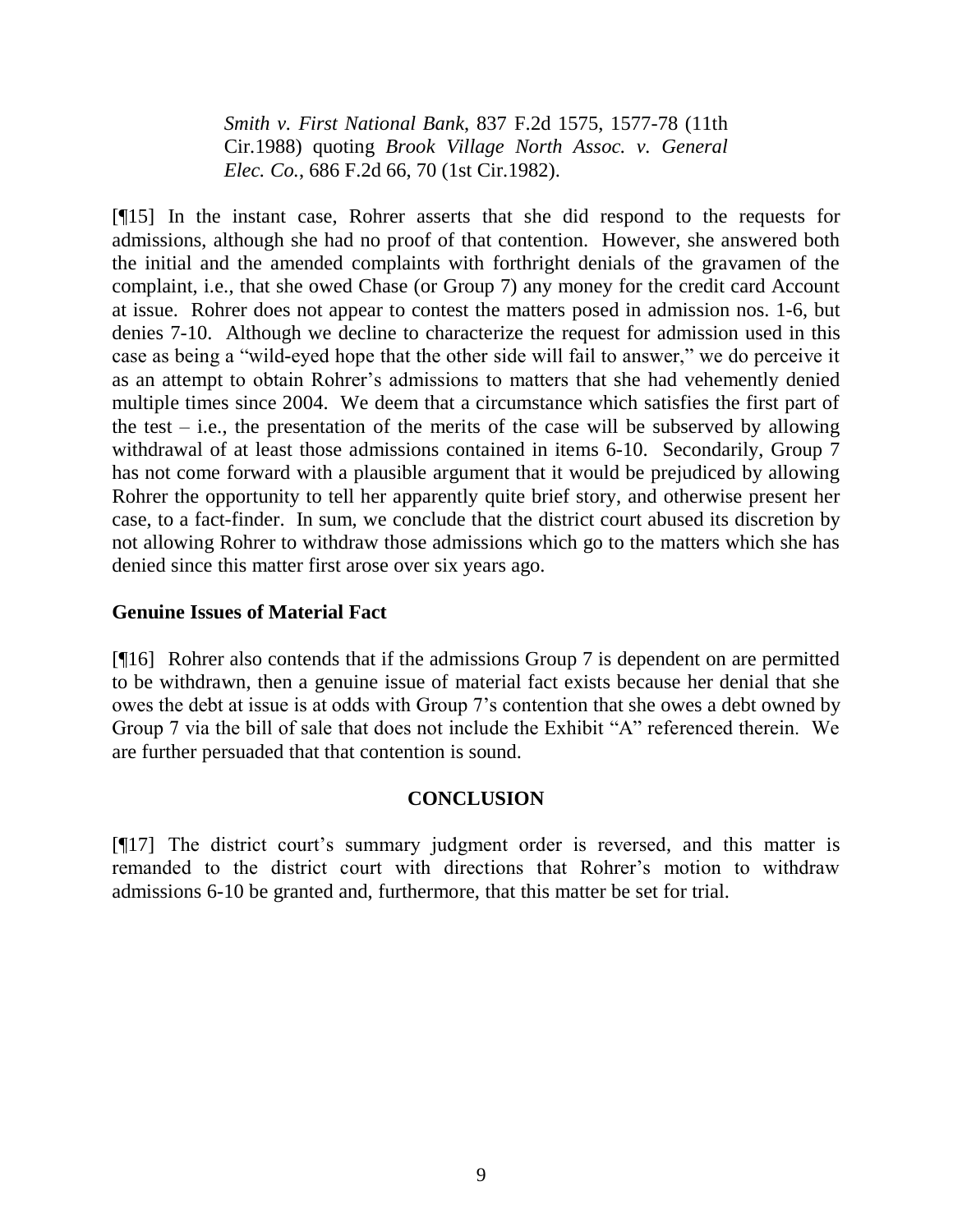> *Smith v. First National Bank*, 837 F.2d 1575, 1577-78 (11th Cir.1988) quoting *Brook Village North Assoc. v. General Elec. Co.*, 686 F.2d 66, 70 (1st Cir.1982).

[¶15] In the instant case, Rohrer asserts that she did respond to the requests for admissions, although she had no proof of that contention. However, she answered both the initial and the amended complaints with forthright denials of the gravamen of the complaint, i.e., that she owed Chase (or Group 7) any money for the credit card Account at issue. Rohrer does not appear to contest the matters posed in admission nos. 1-6, but denies 7-10. Although we decline to characterize the request for admission used in this case as being a "wild-eyed hope that the other side will fail to answer," we do perceive it as an attempt to obtain Rohrer's admissions to matters that she had vehemently denied multiple times since 2004. We deem that a circumstance which satisfies the first part of the test – i.e., the presentation of the merits of the case will be subserved by allowing withdrawal of at least those admissions contained in items 6-10. Secondarily, Group 7 has not come forward with a plausible argument that it would be prejudiced by allowing Rohrer the opportunity to tell her apparently quite brief story, and otherwise present her case, to a fact-finder. In sum, we conclude that the district court abused its discretion by not allowing Rohrer to withdraw those admissions which go to the matters which she has denied since this matter first arose over six years ago.

**Genuine Issues of Material Fact**

[¶16] Rohrer also contends that if the admissions Group 7 is dependent on are permitted to be withdrawn, then a genuine issue of material fact exists because her denial that she owes the debt at issue is at odds with Group 7's contention that she owes a debt owned by Group 7 via the bill of sale that does not include the Exhibit "A" referenced therein. We are further persuaded that that contention is sound.

## CONCLUSION

[¶17] The district court's summary judgment order is reversed, and this matter is remanded to the district court with directions that Rohrer's motion to withdraw admissions 6-10 be granted and, furthermore, that this matter be set for trial.